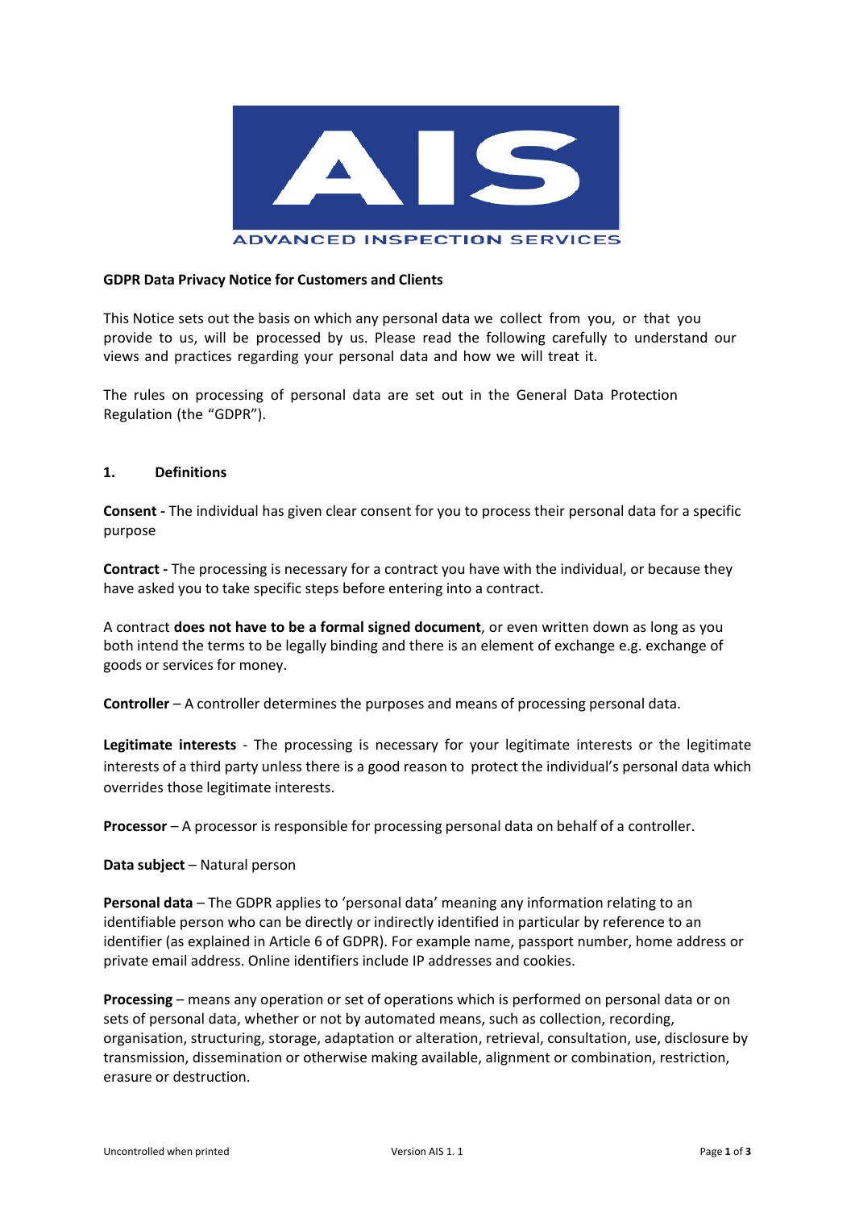AIS

ADVANCED INSPECTION SERVICES

**GDPR Data Privacy Notice for Customers and Clients**

This Notice sets out the basis on which any personal data we collect from you, or that you provide to us, will be processed by us. Please read the following carefully to understand our views and practices regarding your personal data and how we will treat it.

The rules on processing of personal data are set out in the General Data Protection Regulation (the "GDPR").

## 1. Definitions

**Consent -** The individual has given clear consent for you to process their personal data for a specific purpose

**Contract -** The processing is necessary for a contract you have with the individual, or because they have asked you to take specific steps before entering into a contract.

A contract **does not have to be a formal signed document**, or even written down as long as you both intend the terms to be legally binding and there is an element of exchange e.g. exchange of goods or services for money.

**Controller** – A controller determines the purposes and means of processing personal data.

**Legitimate interests** - The processing is necessary for your legitimate interests or the legitimate interests of a third party unless there is a good reason to protect the individual's personal data which overrides those legitimate interests.

**Processor** – A processor is responsible for processing personal data on behalf of a controller.

**Data subject** – Natural person

**Personal data** – The GDPR applies to 'personal data' meaning any information relating to an identifiable person who can be directly or indirectly identified in particular by reference to an identifier (as explained in Article 6 of GDPR). For example name, passport number, home address or private email address. Online identifiers include IP addresses and cookies.

**Processing** – means any operation or set of operations which is performed on personal data or on sets of personal data, whether or not by automated means, such as collection, recording, organisation, structuring, storage, adaptation or alteration, retrieval, consultation, use, disclosure by transmission, dissemination or otherwise making available, alignment or combination, restriction, erasure or destruction.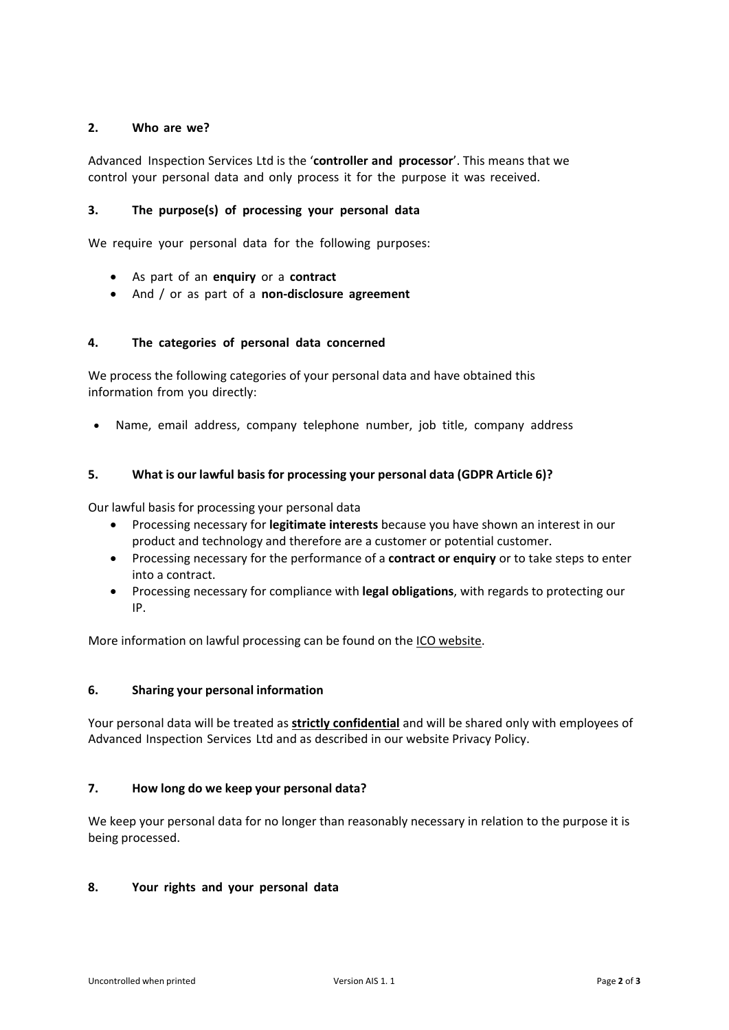## 2. Who are we?

Advanced Inspection Services Ltd is the '**controller and processor**'. This means that we control your personal data and only process it for the purpose it was received.

## 3. The purpose(s) of processing your personal data

We require your personal data for the following purposes:

- As part of an **enquiry** or a **contract**
- And / or as part of a **non-disclosure agreement**

## 4. The categories of personal data concerned

We process the following categories of your personal data and have obtained this information from you directly:

- Name, email address, company telephone number, job title, company address

## 5. What is our lawful basis for processing your personal data (GDPR Article 6)?

Our lawful basis for processing your personal data

- Processing necessary for **legitimate interests** because you have shown an interest in our product and technology and therefore are a customer or potential customer.
- Processing necessary for the performance of a **contract or enquiry** or to take steps to enter into a contract.
- Processing necessary for compliance with **legal obligations**, with regards to protecting our IP.

More information on lawful processing can be found on the ICO website.

## 6. Sharing your personal information

Your personal data will be treated as **strictly confidential** and will be shared only with employees of Advanced Inspection Services Ltd and as described in our website Privacy Policy.

## 7. How long do we keep your personal data?

We keep your personal data for no longer than reasonably necessary in relation to the purpose it is being processed.

## 8. Your rights and your personal data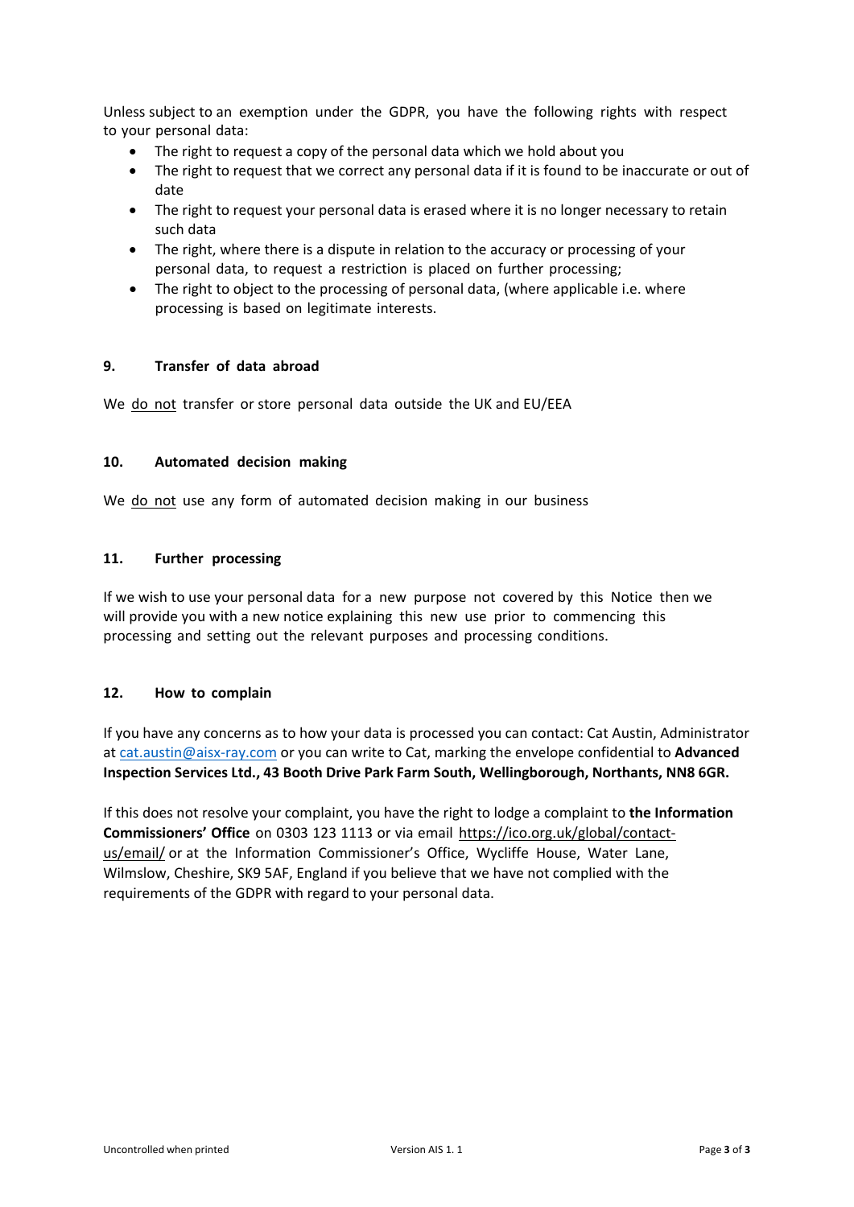Unless subject to an exemption under the GDPR, you have the following rights with respect to your personal data:

- The right to request a copy of the personal data which we hold about you
- The right to request that we correct any personal data if it is found to be inaccurate or out of date
- The right to request your personal data is erased where it is no longer necessary to retain such data
- The right, where there is a dispute in relation to the accuracy or processing of your personal data, to request a restriction is placed on further processing;
- The right to object to the processing of personal data, (where applicable i.e. where processing is based on legitimate interests.

## 9. Transfer of data abroad

We do not transfer or store personal data outside the UK and EU/EEA

## 10. Automated decision making

We do not use any form of automated decision making in our business

## 11. Further processing

If we wish to use your personal data for a new purpose not covered by this Notice then we will provide you with a new notice explaining this new use prior to commencing this processing and setting out the relevant purposes and processing conditions.

## 12. How to complain

If you have any concerns as to how your data is processed you can contact: Cat Austin, Administrator at cat.austin@aisx-ray.com or you can write to Cat, marking the envelope confidential to **Advanced Inspection Services Ltd., 43 Booth Drive Park Farm South, Wellingborough, Northants, NN8 6GR.**

If this does not resolve your complaint, you have the right to lodge a complaint to **the Information Commissioners' Office** on 0303 123 1113 or via email https://ico.org.uk/global/contact-us/email/ or at the Information Commissioner's Office, Wycliffe House, Water Lane, Wilmslow, Cheshire, SK9 5AF, England if you believe that we have not complied with the requirements of the GDPR with regard to your personal data.